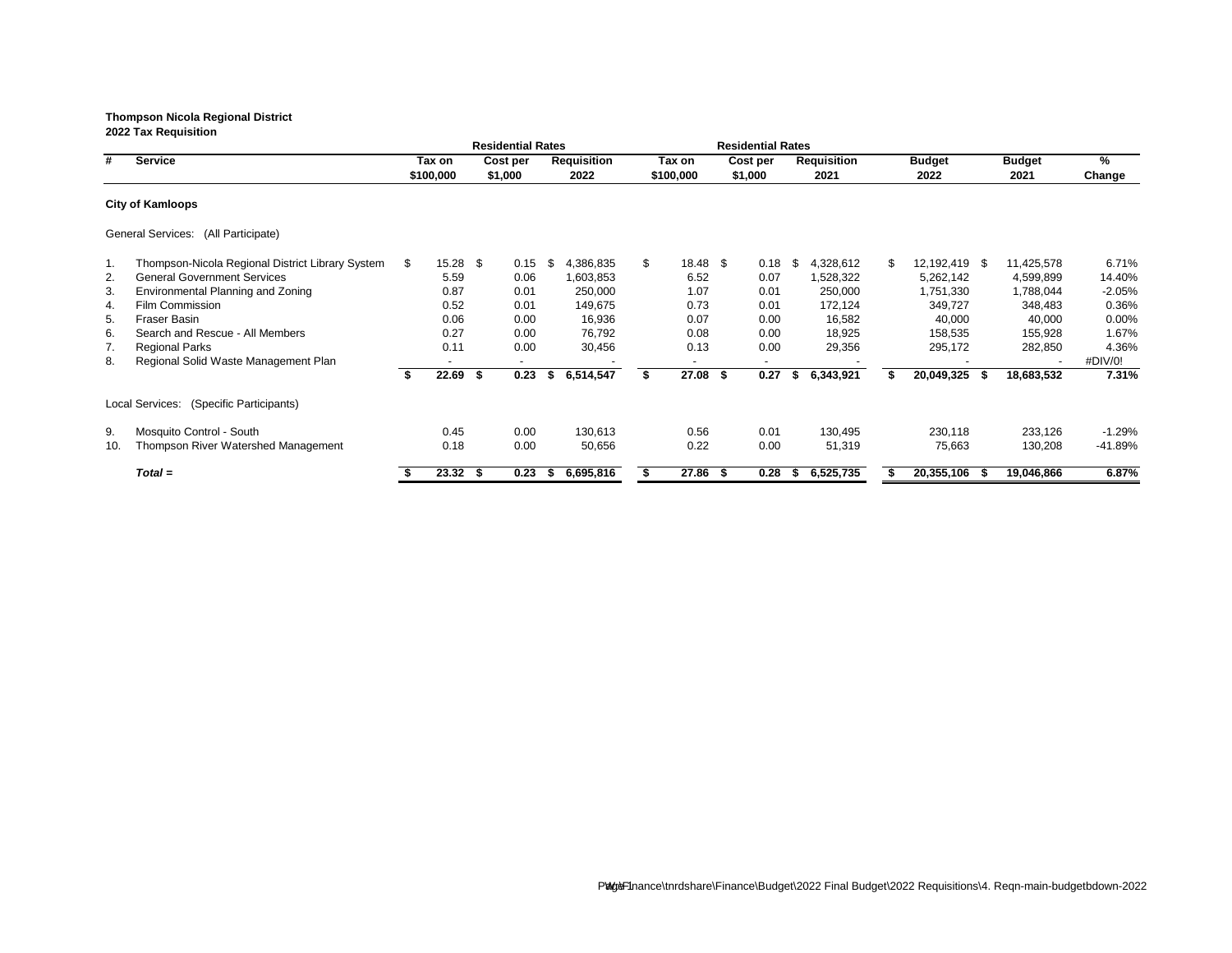**Thompson Nicola Regional District**
**2022 Tax Requisition**

| # | Service | Residential Rates Tax on $100,000 | Cost per $1,000 | Requisition 2022 | Residential Rates Tax on $100,000 | Cost per $1,000 | Requisition 2021 | Budget 2022 | Budget 2021 | % Change |
|---|---|---|---|---|---|---|---|---|---|---|
| | **City of Kamloops** | | | | | | | | | |
| | General Services: (All Participate) | | | | | | | | | |
| 1. | Thompson-Nicola Regional District Library System | $ 15.28 | $ 0.15 | $ 4,386,835 | $ 18.48 | $ 0.18 | $ 4,328,612 | $ 12,192,419 | $ 11,425,578 | 6.71% |
| 2. | General Government Services | 5.59 | 0.06 | 1,603,853 | 6.52 | 0.07 | 1,528,322 | 5,262,142 | 4,599,899 | 14.40% |
| 3. | Environmental Planning and Zoning | 0.87 | 0.01 | 250,000 | 1.07 | 0.01 | 250,000 | 1,751,330 | 1,788,044 | -2.05% |
| 4. | Film Commission | 0.52 | 0.01 | 149,675 | 0.73 | 0.01 | 172,124 | 349,727 | 348,483 | 0.36% |
| 5. | Fraser Basin | 0.06 | 0.00 | 16,936 | 0.07 | 0.00 | 16,582 | 40,000 | 40,000 | 0.00% |
| 6. | Search and Rescue - All Members | 0.27 | 0.00 | 76,792 | 0.08 | 0.00 | 18,925 | 158,535 | 155,928 | 1.67% |
| 7. | Regional Parks | 0.11 | 0.00 | 30,456 | 0.13 | 0.00 | 29,356 | 295,172 | 282,850 | 4.36% |
| 8. | Regional Solid Waste Management Plan | - | - | - | - | - | - | - | - | #DIV/0! |
| | | **$ 22.69** | **$ 0.23** | **$ 6,514,547** | **$ 27.08** | **$ 0.27** | **$ 6,343,921** | **$ 20,049,325** | **$ 18,683,532** | **7.31%** |
| | Local Services: (Specific Participants) | | | | | | | | | |
| 9. | Mosquito Control - South | 0.45 | 0.00 | 130,613 | 0.56 | 0.01 | 130,495 | 230,118 | 233,126 | -1.29% |
| 10. | Thompson River Watershed Management | 0.18 | 0.00 | 50,656 | 0.22 | 0.00 | 51,319 | 75,663 | 130,208 | -41.89% |
| | ***Total =*** | **$ 23.32** | **$ 0.23** | **$ 6,695,816** | **$ 27.86** | **$ 0.28** | **$ 6,525,735** | **$ 20,355,106** | **$ 19,046,866** | **6.87%** |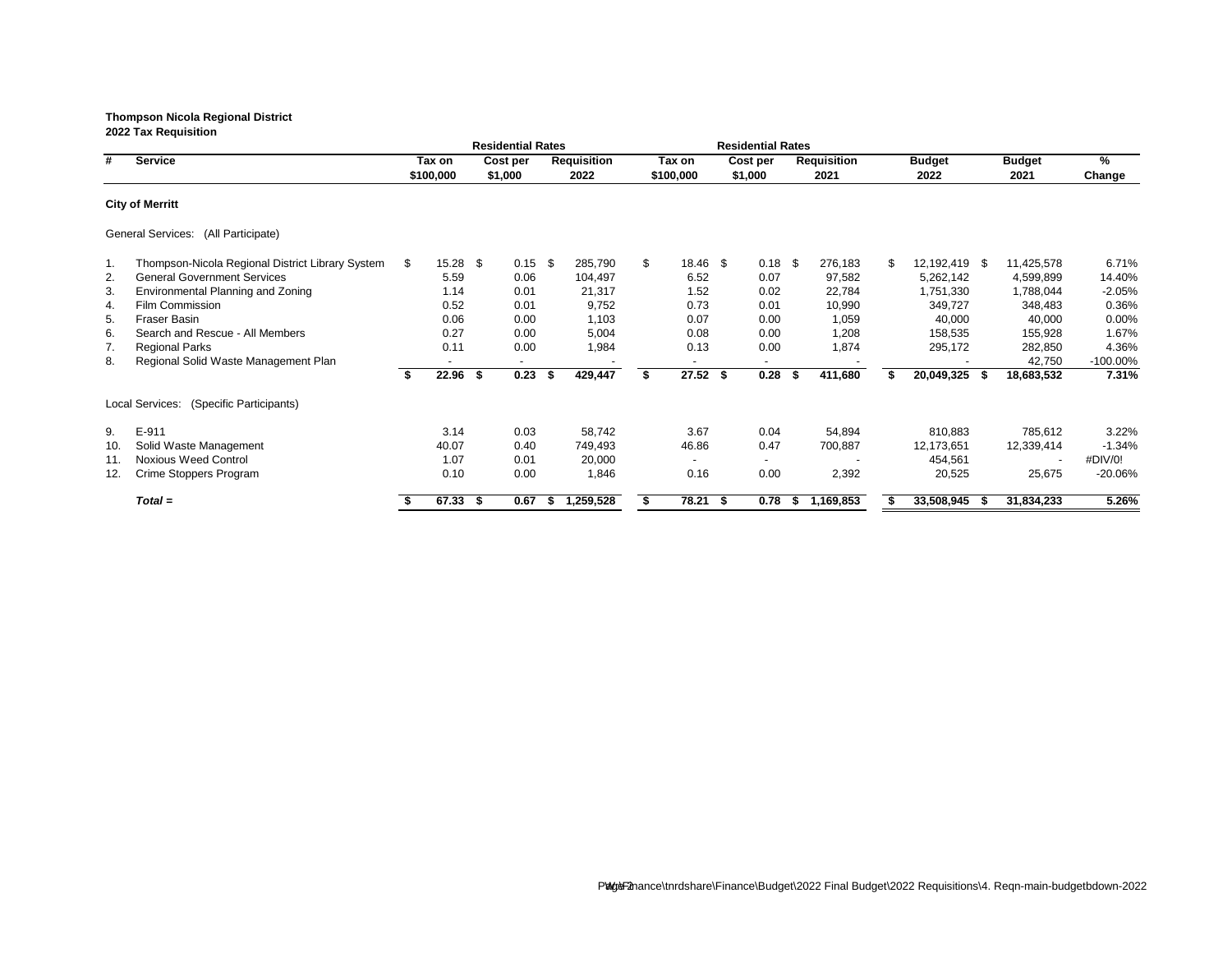**Thompson Nicola Regional District**
**2022 Tax Requisition**

| # | Service | Residential Rates Tax on $100,000 | Cost per $1,000 | Requisition 2022 | Residential Rates Tax on $100,000 | Cost per $1,000 | Requisition 2021 | Budget 2022 | Budget 2021 | % Change |
|---|---|---|---|---|---|---|---|---|---|---|
| | **City of Merritt** | | | | | | | | | |
| | General Services: (All Participate) | | | | | | | | | |
| 1. | Thompson-Nicola Regional District Library System | $ 15.28 | $ 0.15 | $ 285,790 | $ 18.46 | $ 0.18 | $ 276,183 | $ 12,192,419 | $ 11,425,578 | 6.71% |
| 2. | General Government Services | 5.59 | 0.06 | 104,497 | 6.52 | 0.07 | 97,582 | 5,262,142 | 4,599,899 | 14.40% |
| 3. | Environmental Planning and Zoning | 1.14 | 0.01 | 21,317 | 1.52 | 0.02 | 22,784 | 1,751,330 | 1,788,044 | -2.05% |
| 4. | Film Commission | 0.52 | 0.01 | 9,752 | 0.73 | 0.01 | 10,990 | 349,727 | 348,483 | 0.36% |
| 5. | Fraser Basin | 0.06 | 0.00 | 1,103 | 0.07 | 0.00 | 1,059 | 40,000 | 40,000 | 0.00% |
| 6. | Search and Rescue - All Members | 0.27 | 0.00 | 5,004 | 0.08 | 0.00 | 1,208 | 158,535 | 155,928 | 1.67% |
| 7. | Regional Parks | 0.11 | 0.00 | 1,984 | 0.13 | 0.00 | 1,874 | 295,172 | 282,850 | 4.36% |
| 8. | Regional Solid Waste Management Plan | - | - | - | - | - | - | - | 42,750 | -100.00% |
| | | **$ 22.96** | **$ 0.23** | **$ 429,447** | **$ 27.52** | **$ 0.28** | **$ 411,680** | **$ 20,049,325** | **$ 18,683,532** | **7.31%** |
| | Local Services: (Specific Participants) | | | | | | | | | |
| 9. | E-911 | 3.14 | 0.03 | 58,742 | 3.67 | 0.04 | 54,894 | 810,883 | 785,612 | 3.22% |
| 10. | Solid Waste Management | 40.07 | 0.40 | 749,493 | 46.86 | 0.47 | 700,887 | 12,173,651 | 12,339,414 | -1.34% |
| 11. | Noxious Weed Control | 1.07 | 0.01 | 20,000 | - | - | - | 454,561 | - | #DIV/0! |
| 12. | Crime Stoppers Program | 0.10 | 0.00 | 1,846 | 0.16 | 0.00 | 2,392 | 20,525 | 25,675 | -20.06% |
| | ***Total =*** | **$ 67.33** | **$ 0.67** | **$ 1,259,528** | **$ 78.21** | **$ 0.78** | **$ 1,169,853** | **$ 33,508,945** | **$ 31,834,233** | **5.26%** |

\\tnrdshare\Finance\Budget\2022 Final Budget\2022 Requisitions\4. Reqn-main-budgetbdown-2022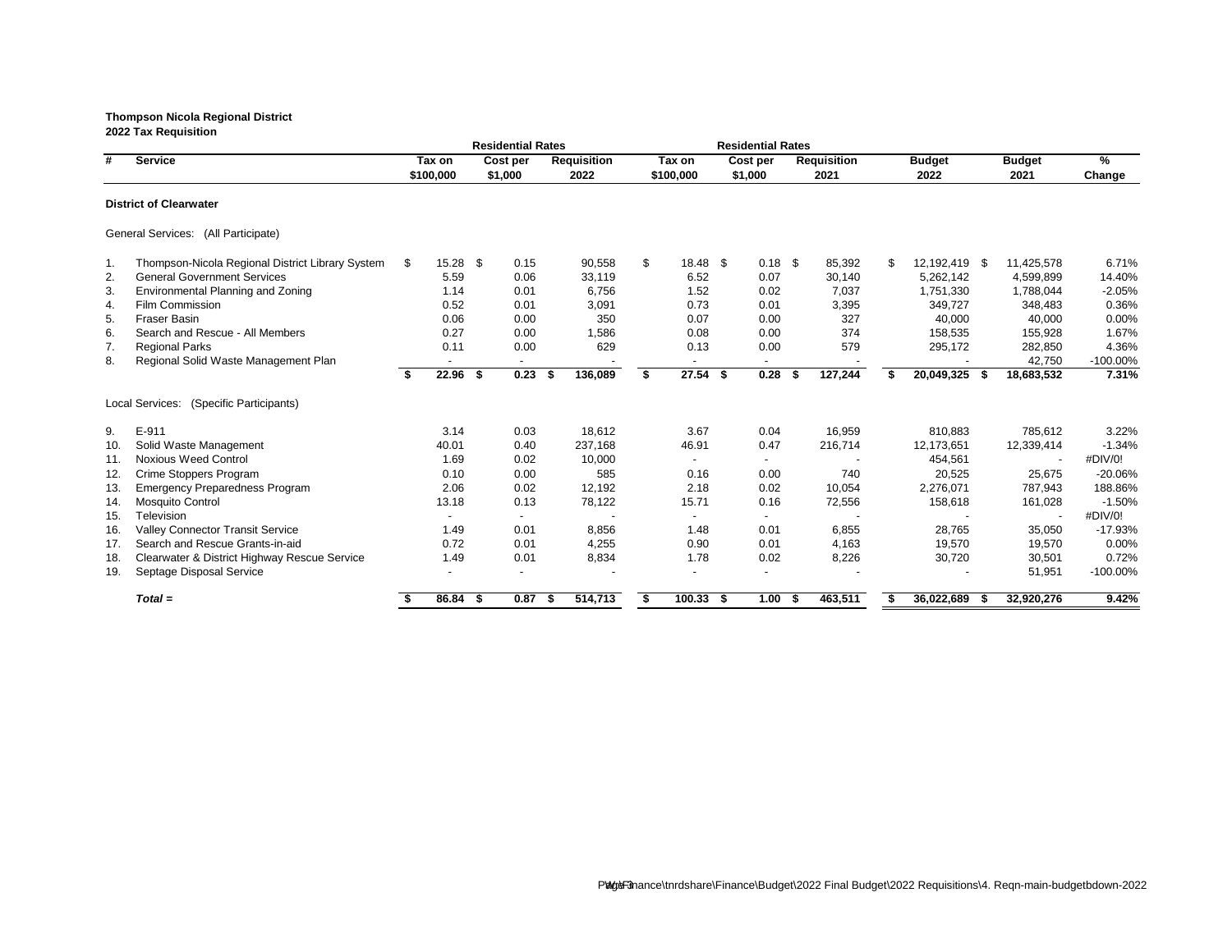**Thompson Nicola Regional District**
**2022 Tax Requisition**

| # | Service | Residential Rates Tax on $100,000 | Residential Rates Cost per $1,000 | Requisition 2022 | Residential Rates Tax on $100,000 | Residential Rates Cost per $1,000 | Requisition 2021 | Budget 2022 | Budget 2021 | % Change |
|---|---|---|---|---|---|---|---|---|---|---|
| | **District of Clearwater** | | | | | | | | | |
| | General Services: (All Participate) | | | | | | | | | |
| 1. | Thompson-Nicola Regional District Library System | $ 15.28 | $ 0.15 | 90,558 | $ 18.48 | $ 0.18 | $ 85,392 | $ 12,192,419 | $ 11,425,578 | 6.71% |
| 2. | General Government Services | 5.59 | 0.06 | 33,119 | 6.52 | 0.07 | 30,140 | 5,262,142 | 4,599,899 | 14.40% |
| 3. | Environmental Planning and Zoning | 1.14 | 0.01 | 6,756 | 1.52 | 0.02 | 7,037 | 1,751,330 | 1,788,044 | -2.05% |
| 4. | Film Commission | 0.52 | 0.01 | 3,091 | 0.73 | 0.01 | 3,395 | 349,727 | 348,483 | 0.36% |
| 5. | Fraser Basin | 0.06 | 0.00 | 350 | 0.07 | 0.00 | 327 | 40,000 | 40,000 | 0.00% |
| 6. | Search and Rescue - All Members | 0.27 | 0.00 | 1,586 | 0.08 | 0.00 | 374 | 158,535 | 155,928 | 1.67% |
| 7. | Regional Parks | 0.11 | 0.00 | 629 | 0.13 | 0.00 | 579 | 295,172 | 282,850 | 4.36% |
| 8. | Regional Solid Waste Management Plan | - | - | - | - | - | - | - | 42,750 | -100.00% |
| | | **$ 22.96** | **$ 0.23** | **$ 136,089** | **$ 27.54** | **$ 0.28** | **$ 127,244** | **$ 20,049,325** | **$ 18,683,532** | **7.31%** |
| | Local Services: (Specific Participants) | | | | | | | | | |
| 9. | E-911 | 3.14 | 0.03 | 18,612 | 3.67 | 0.04 | 16,959 | 810,883 | 785,612 | 3.22% |
| 10. | Solid Waste Management | 40.01 | 0.40 | 237,168 | 46.91 | 0.47 | 216,714 | 12,173,651 | 12,339,414 | -1.34% |
| 11. | Noxious Weed Control | 1.69 | 0.02 | 10,000 | - | - | - | 454,561 | - | #DIV/0! |
| 12. | Crime Stoppers Program | 0.10 | 0.00 | 585 | 0.16 | 0.00 | 740 | 20,525 | 25,675 | -20.06% |
| 13. | Emergency Preparedness Program | 2.06 | 0.02 | 12,192 | 2.18 | 0.02 | 10,054 | 2,276,071 | 787,943 | 188.86% |
| 14. | Mosquito Control | 13.18 | 0.13 | 78,122 | 15.71 | 0.16 | 72,556 | 158,618 | 161,028 | -1.50% |
| 15. | Television | - | - | - | - | - | - | - | - | #DIV/0! |
| 16. | Valley Connector Transit Service | 1.49 | 0.01 | 8,856 | 1.48 | 0.01 | 6,855 | 28,765 | 35,050 | -17.93% |
| 17. | Search and Rescue Grants-in-aid | 0.72 | 0.01 | 4,255 | 0.90 | 0.01 | 4,163 | 19,570 | 19,570 | 0.00% |
| 18. | Clearwater & District Highway Rescue Service | 1.49 | 0.01 | 8,834 | 1.78 | 0.02 | 8,226 | 30,720 | 30,501 | 0.72% |
| 19. | Septage Disposal Service | - | - | - | - | - | - | - | 51,951 | -100.00% |
| | ***Total =*** | **$ 86.84** | **$ 0.87** | **$ 514,713** | **$ 100.33** | **$ 1.00** | **$ 463,511** | **$ 36,022,689** | **$ 32,920,276** | **9.42%** |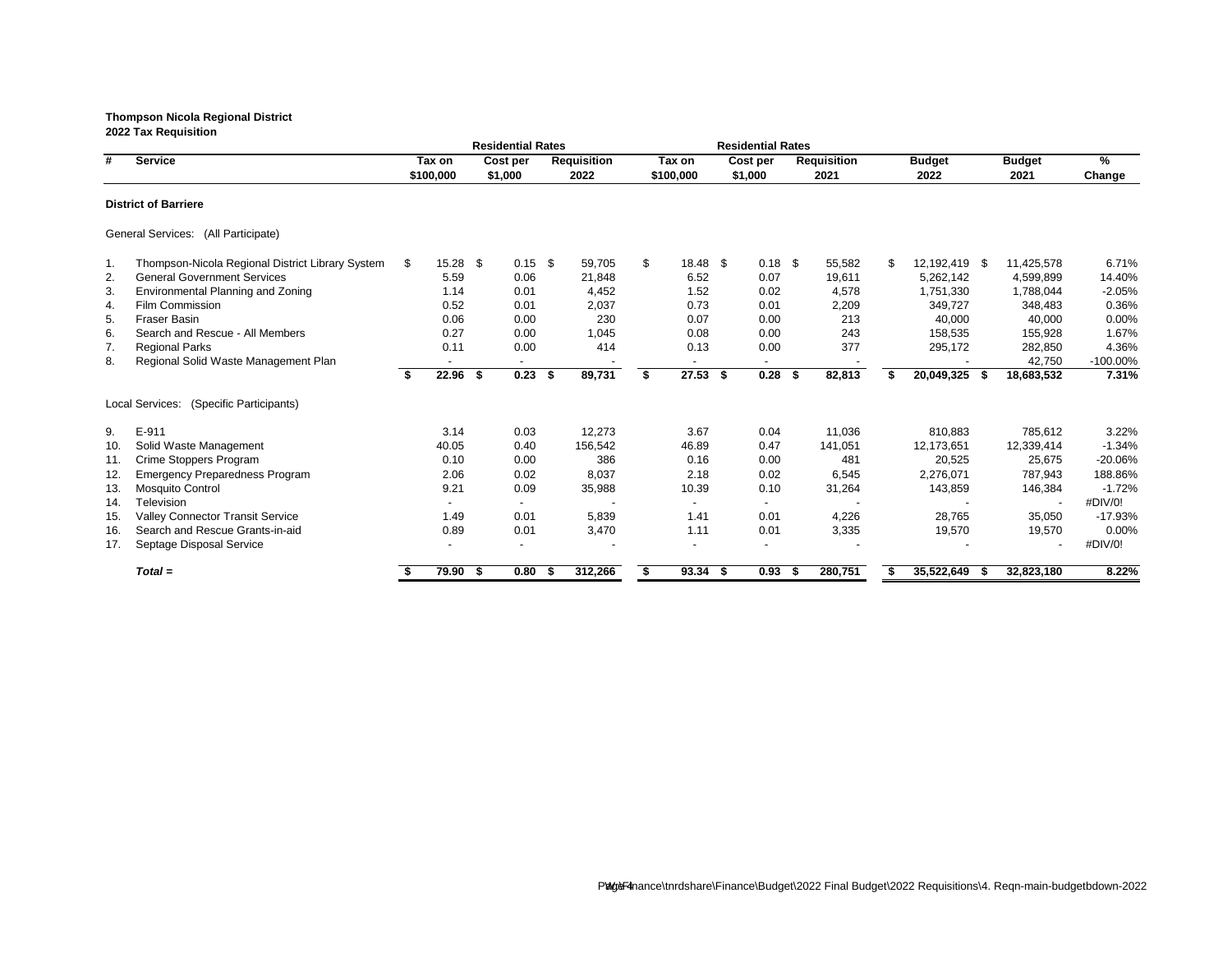**Thompson Nicola Regional District**
**2022 Tax Requisition**

| # | Service | Residential Rates Tax on $100,000 | Residential Rates Cost per $1,000 | Requisition 2022 | Residential Rates Tax on $100,000 | Residential Rates Cost per $1,000 | Requisition 2021 | Budget 2022 | Budget 2021 | % Change |
|---|---|---|---|---|---|---|---|---|---|---|
| | **District of Barriere** | | | | | | | | | |
| | General Services: (All Participate) | | | | | | | | | |
| 1. | Thompson-Nicola Regional District Library System | $ 15.28 | $ 0.15 | $ 59,705 | $ 18.48 | $ 0.18 | $ 55,582 | $ 12,192,419 | $ 11,425,578 | 6.71% |
| 2. | General Government Services | 5.59 | 0.06 | 21,848 | 6.52 | 0.07 | 19,611 | 5,262,142 | 4,599,899 | 14.40% |
| 3. | Environmental Planning and Zoning | 1.14 | 0.01 | 4,452 | 1.52 | 0.02 | 4,578 | 1,751,330 | 1,788,044 | -2.05% |
| 4. | Film Commission | 0.52 | 0.01 | 2,037 | 0.73 | 0.01 | 2,209 | 349,727 | 348,483 | 0.36% |
| 5. | Fraser Basin | 0.06 | 0.00 | 230 | 0.07 | 0.00 | 213 | 40,000 | 40,000 | 0.00% |
| 6. | Search and Rescue - All Members | 0.27 | 0.00 | 1,045 | 0.08 | 0.00 | 243 | 158,535 | 155,928 | 1.67% |
| 7. | Regional Parks | 0.11 | 0.00 | 414 | 0.13 | 0.00 | 377 | 295,172 | 282,850 | 4.36% |
| 8. | Regional Solid Waste Management Plan | - | - | - | - | - | - | - | 42,750 | -100.00% |
| | | **$ 22.96** | **$ 0.23** | **$ 89,731** | **$ 27.53** | **$ 0.28** | **$ 82,813** | **$ 20,049,325** | **$ 18,683,532** | **7.31%** |
| | Local Services: (Specific Participants) | | | | | | | | | |
| 9. | E-911 | 3.14 | 0.03 | 12,273 | 3.67 | 0.04 | 11,036 | 810,883 | 785,612 | 3.22% |
| 10. | Solid Waste Management | 40.05 | 0.40 | 156,542 | 46.89 | 0.47 | 141,051 | 12,173,651 | 12,339,414 | -1.34% |
| 11. | Crime Stoppers Program | 0.10 | 0.00 | 386 | 0.16 | 0.00 | 481 | 20,525 | 25,675 | -20.06% |
| 12. | Emergency Preparedness Program | 2.06 | 0.02 | 8,037 | 2.18 | 0.02 | 6,545 | 2,276,071 | 787,943 | 188.86% |
| 13. | Mosquito Control | 9.21 | 0.09 | 35,988 | 10.39 | 0.10 | 31,264 | 143,859 | 146,384 | -1.72% |
| 14. | Television | - | - | - | - | - | - | - | - | #DIV/0! |
| 15. | Valley Connector Transit Service | 1.49 | 0.01 | 5,839 | 1.41 | 0.01 | 4,226 | 28,765 | 35,050 | -17.93% |
| 16. | Search and Rescue Grants-in-aid | 0.89 | 0.01 | 3,470 | 1.11 | 0.01 | 3,335 | 19,570 | 19,570 | 0.00% |
| 17. | Septage Disposal Service | - | - | - | - | - | - | - | - | #DIV/0! |
| | ***Total =*** | **$ 79.90** | **$ 0.80** | **$ 312,266** | **$ 93.34** | **$ 0.93** | **$ 280,751** | **$ 35,522,649** | **$ 32,823,180** | **8.22%** |

\\tnrdfinance\tnrdshare\Finance\Budget\2022 Final Budget\2022 Requisitions\4. Reqn-main-budgetbdown-2022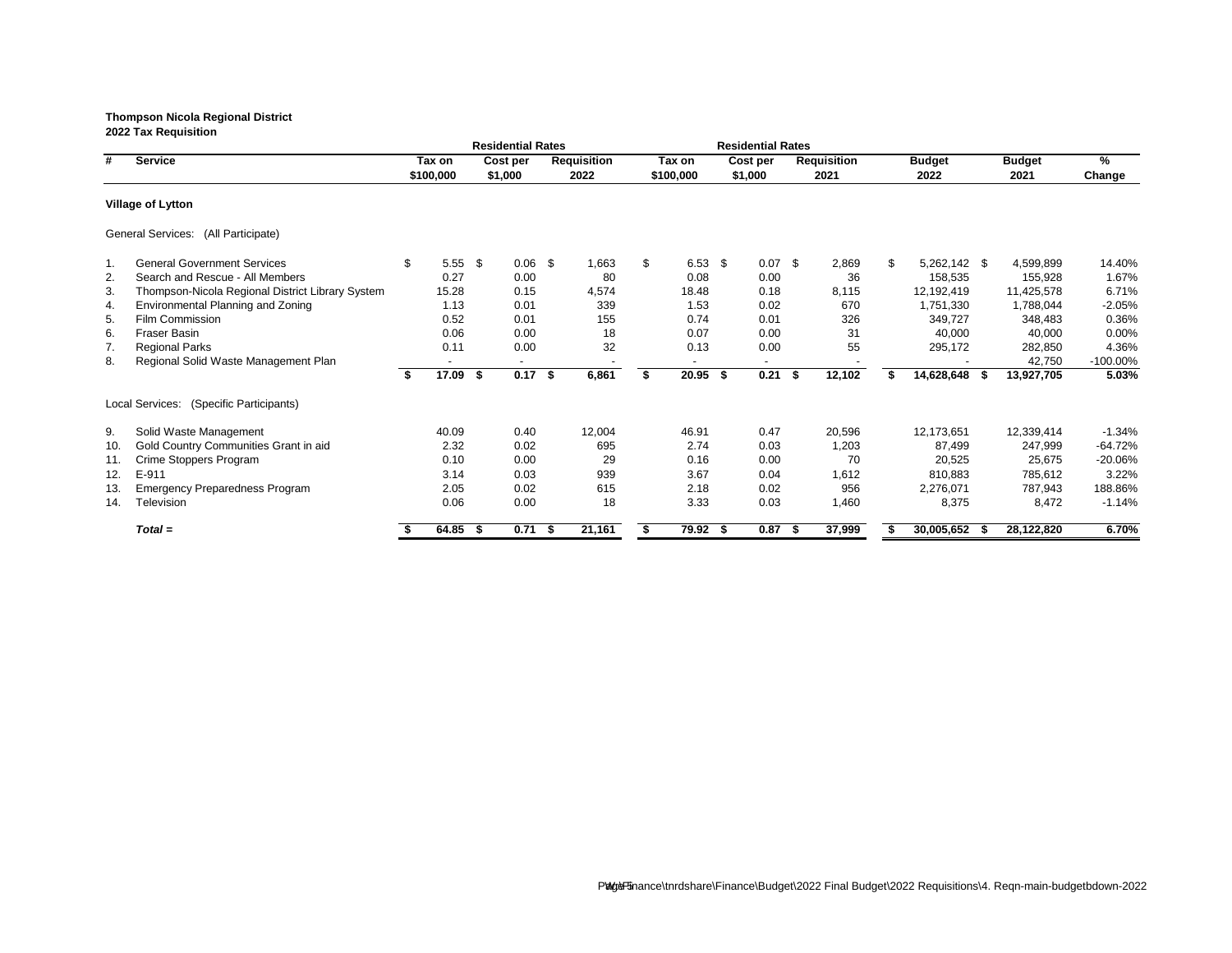**Thompson Nicola Regional District**
**2022 Tax Requisition**

| # | Service | Residential Rates Tax on $100,000 | Residential Rates Cost per $1,000 | Requisition 2022 | Residential Rates Tax on $100,000 | Residential Rates Cost per $1,000 | Requisition 2021 | Budget 2022 | Budget 2021 | % Change |
|---|---|---|---|---|---|---|---|---|---|---|
| | **Village of Lytton** | | | | | | | | | |
| | General Services: (All Participate) | | | | | | | | | |
| 1. | General Government Services | $ 5.55 | $ 0.06 | $ 1,663 | $ 6.53 | $ 0.07 | $ 2,869 | $ 5,262,142 | $ 4,599,899 | 14.40% |
| 2. | Search and Rescue - All Members | 0.27 | 0.00 | 80 | 0.08 | 0.00 | 36 | 158,535 | 155,928 | 1.67% |
| 3. | Thompson-Nicola Regional District Library System | 15.28 | 0.15 | 4,574 | 18.48 | 0.18 | 8,115 | 12,192,419 | 11,425,578 | 6.71% |
| 4. | Environmental Planning and Zoning | 1.13 | 0.01 | 339 | 1.53 | 0.02 | 670 | 1,751,330 | 1,788,044 | -2.05% |
| 5. | Film Commission | 0.52 | 0.01 | 155 | 0.74 | 0.01 | 326 | 349,727 | 348,483 | 0.36% |
| 6. | Fraser Basin | 0.06 | 0.00 | 18 | 0.07 | 0.00 | 31 | 40,000 | 40,000 | 0.00% |
| 7. | Regional Parks | 0.11 | 0.00 | 32 | 0.13 | 0.00 | 55 | 295,172 | 282,850 | 4.36% |
| 8. | Regional Solid Waste Management Plan | - | - | - | - | - | - | - | 42,750 | -100.00% |
| | | **$ 17.09** | **$ 0.17** | **$ 6,861** | **$ 20.95** | **$ 0.21** | **$ 12,102** | **$ 14,628,648** | **$ 13,927,705** | **5.03%** |
| | Local Services: (Specific Participants) | | | | | | | | | |
| 9. | Solid Waste Management | 40.09 | 0.40 | 12,004 | 46.91 | 0.47 | 20,596 | 12,173,651 | 12,339,414 | -1.34% |
| 10. | Gold Country Communities Grant in aid | 2.32 | 0.02 | 695 | 2.74 | 0.03 | 1,203 | 87,499 | 247,999 | -64.72% |
| 11. | Crime Stoppers Program | 0.10 | 0.00 | 29 | 0.16 | 0.00 | 70 | 20,525 | 25,675 | -20.06% |
| 12. | E-911 | 3.14 | 0.03 | 939 | 3.67 | 0.04 | 1,612 | 810,883 | 785,612 | 3.22% |
| 13. | Emergency Preparedness Program | 2.05 | 0.02 | 615 | 2.18 | 0.02 | 956 | 2,276,071 | 787,943 | 188.86% |
| 14. | Television | 0.06 | 0.00 | 18 | 3.33 | 0.03 | 1,460 | 8,375 | 8,472 | -1.14% |
| | ***Total =*** | **$ 64.85** | **$ 0.71** | **$ 21,161** | **$ 79.92** | **$ 0.87** | **$ 37,999** | **$ 30,005,652** | **$ 28,122,820** | **6.70%** |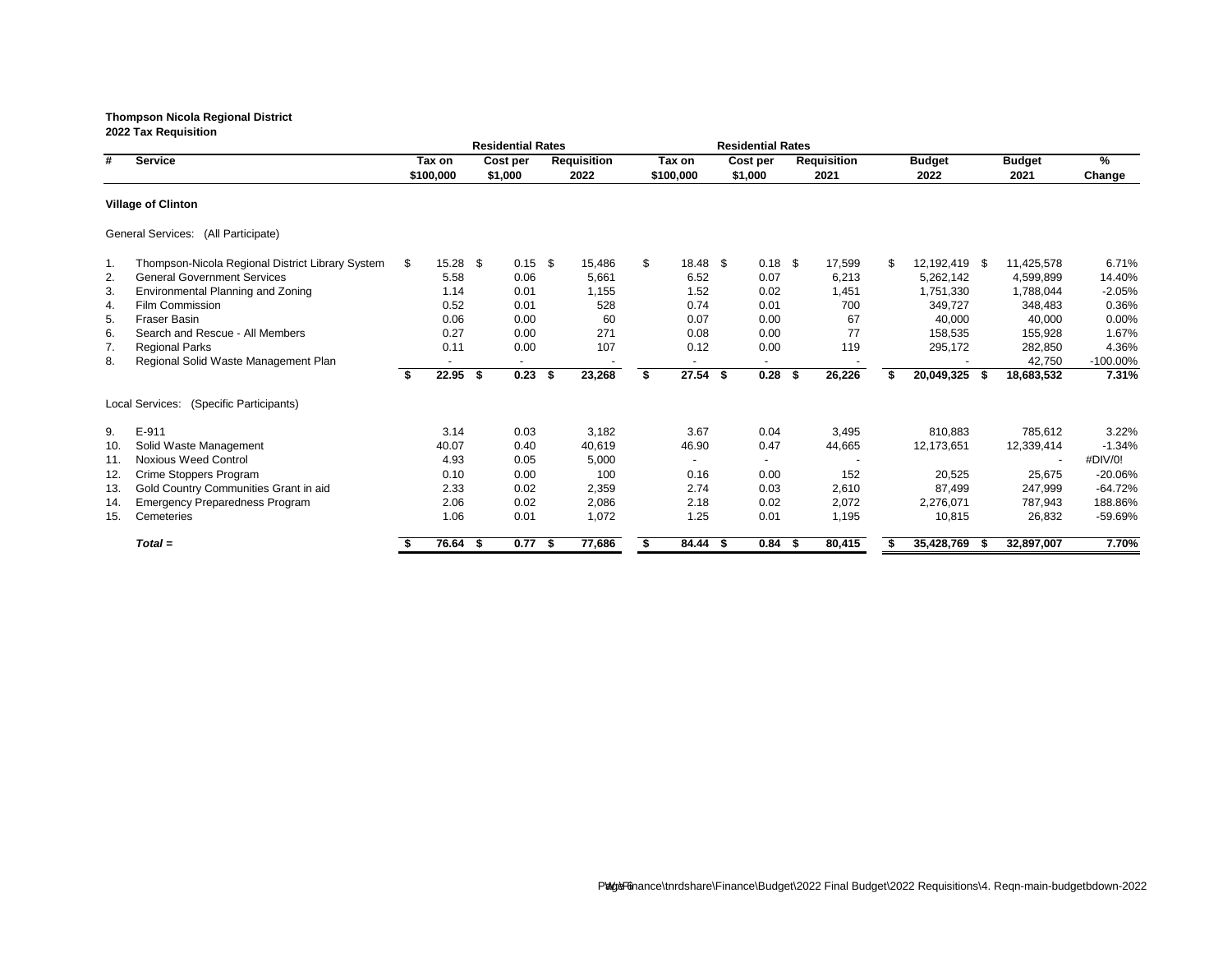**Thompson Nicola Regional District**
**2022 Tax Requisition**

| # | Service | Residential Rates Tax on $100,000 | Residential Rates Cost per $1,000 | Requisition 2022 | Residential Rates Tax on $100,000 | Residential Rates Cost per $1,000 | Requisition 2021 | Budget 2022 | Budget 2021 | % Change |
|---|---|---|---|---|---|---|---|---|---|---|
| | **Village of Clinton** | | | | | | | | | |
| | General Services: (All Participate) | | | | | | | | | |
| 1. | Thompson-Nicola Regional District Library System | $ 15.28 | $ 0.15 | $ 15,486 | $ 18.48 | $ 0.18 | $ 17,599 | $ 12,192,419 | $ 11,425,578 | 6.71% |
| 2. | General Government Services | 5.58 | 0.06 | 5,661 | 6.52 | 0.07 | 6,213 | 5,262,142 | 4,599,899 | 14.40% |
| 3. | Environmental Planning and Zoning | 1.14 | 0.01 | 1,155 | 1.52 | 0.02 | 1,451 | 1,751,330 | 1,788,044 | -2.05% |
| 4. | Film Commission | 0.52 | 0.01 | 528 | 0.74 | 0.01 | 700 | 349,727 | 348,483 | 0.36% |
| 5. | Fraser Basin | 0.06 | 0.00 | 60 | 0.07 | 0.00 | 67 | 40,000 | 40,000 | 0.00% |
| 6. | Search and Rescue - All Members | 0.27 | 0.00 | 271 | 0.08 | 0.00 | 77 | 158,535 | 155,928 | 1.67% |
| 7. | Regional Parks | 0.11 | 0.00 | 107 | 0.12 | 0.00 | 119 | 295,172 | 282,850 | 4.36% |
| 8. | Regional Solid Waste Management Plan | - | - | - | - | - | - | - | 42,750 | -100.00% |
| | | **$ 22.95** | **$ 0.23** | **$ 23,268** | **$ 27.54** | **$ 0.28** | **$ 26,226** | **$ 20,049,325** | **$ 18,683,532** | **7.31%** |
| | Local Services: (Specific Participants) | | | | | | | | | |
| 9. | E-911 | 3.14 | 0.03 | 3,182 | 3.67 | 0.04 | 3,495 | 810,883 | 785,612 | 3.22% |
| 10. | Solid Waste Management | 40.07 | 0.40 | 40,619 | 46.90 | 0.47 | 44,665 | 12,173,651 | 12,339,414 | -1.34% |
| 11. | Noxious Weed Control | 4.93 | 0.05 | 5,000 | - | - | - | | - | #DIV/0! |
| 12. | Crime Stoppers Program | 0.10 | 0.00 | 100 | 0.16 | 0.00 | 152 | 20,525 | 25,675 | -20.06% |
| 13. | Gold Country Communities Grant in aid | 2.33 | 0.02 | 2,359 | 2.74 | 0.03 | 2,610 | 87,499 | 247,999 | -64.72% |
| 14. | Emergency Preparedness Program | 2.06 | 0.02 | 2,086 | 2.18 | 0.02 | 2,072 | 2,276,071 | 787,943 | 188.86% |
| 15. | Cemeteries | 1.06 | 0.01 | 1,072 | 1.25 | 0.01 | 1,195 | 10,815 | 26,832 | -59.69% |
| | ***Total =*** | **$ 76.64** | **$ 0.77** | **$ 77,686** | **$ 84.44** | **$ 0.84** | **$ 80,415** | **$ 35,428,769** | **$ 32,897,007** | **7.70%** |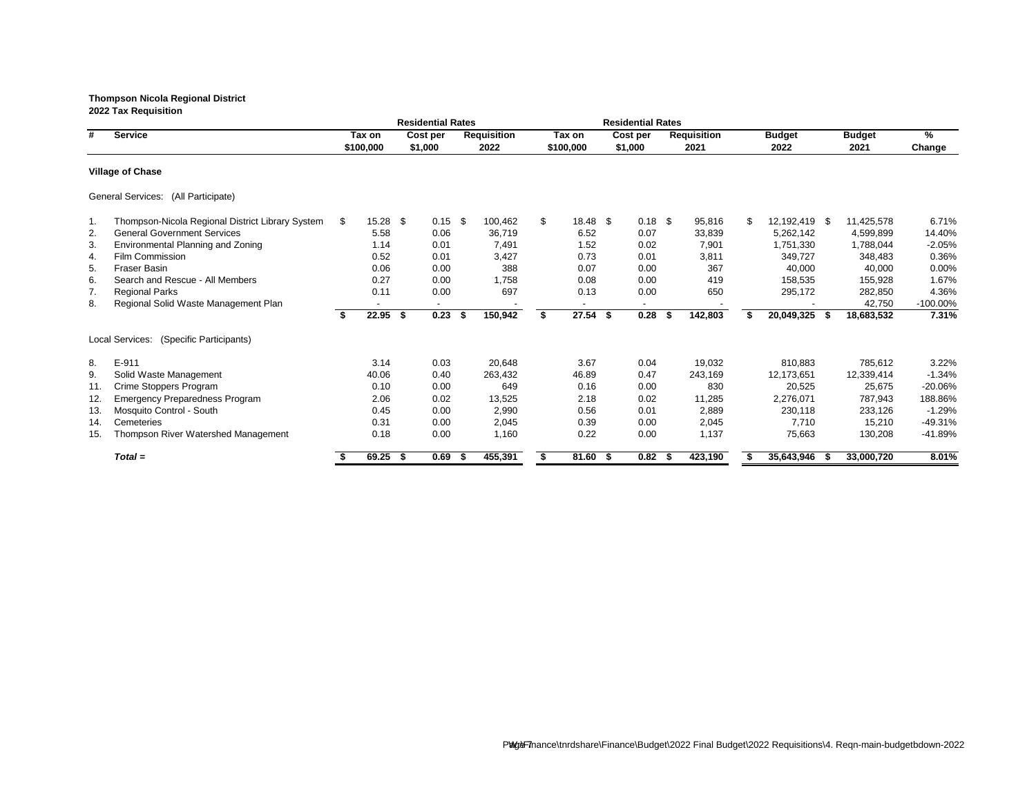**Thompson Nicola Regional District**
**2022 Tax Requisition**

| # | Service | Residential Rates Tax on $100,000 | Cost per $1,000 | Requisition 2022 | Residential Rates Tax on $100,000 | Cost per $1,000 | Requisition 2021 | Budget 2022 | Budget 2021 | % Change |
|---|---|---|---|---|---|---|---|---|---|---|
| | **Village of Chase** | | | | | | | | | |
| | General Services: (All Participate) | | | | | | | | | |
| 1. | Thompson-Nicola Regional District Library System | $ 15.28 | $ 0.15 | $ 100,462 | $ 18.48 | $ 0.18 | $ 95,816 | $ 12,192,419 | $ 11,425,578 | 6.71% |
| 2. | General Government Services | 5.58 | 0.06 | 36,719 | 6.52 | 0.07 | 33,839 | 5,262,142 | 4,599,899 | 14.40% |
| 3. | Environmental Planning and Zoning | 1.14 | 0.01 | 7,491 | 1.52 | 0.02 | 7,901 | 1,751,330 | 1,788,044 | -2.05% |
| 4. | Film Commission | 0.52 | 0.01 | 3,427 | 0.73 | 0.01 | 3,811 | 349,727 | 348,483 | 0.36% |
| 5. | Fraser Basin | 0.06 | 0.00 | 388 | 0.07 | 0.00 | 367 | 40,000 | 40,000 | 0.00% |
| 6. | Search and Rescue - All Members | 0.27 | 0.00 | 1,758 | 0.08 | 0.00 | 419 | 158,535 | 155,928 | 1.67% |
| 7. | Regional Parks | 0.11 | 0.00 | 697 | 0.13 | 0.00 | 650 | 295,172 | 282,850 | 4.36% |
| 8. | Regional Solid Waste Management Plan | - | - | - | - | - | - | - | 42,750 | -100.00% |
| | | **$ 22.95** | **$ 0.23** | **$ 150,942** | **$ 27.54** | **$ 0.28** | **$ 142,803** | **$ 20,049,325** | **$ 18,683,532** | **7.31%** |
| | Local Services: (Specific Participants) | | | | | | | | | |
| 8. | E-911 | 3.14 | 0.03 | 20,648 | 3.67 | 0.04 | 19,032 | 810,883 | 785,612 | 3.22% |
| 9. | Solid Waste Management | 40.06 | 0.40 | 263,432 | 46.89 | 0.47 | 243,169 | 12,173,651 | 12,339,414 | -1.34% |
| 11. | Crime Stoppers Program | 0.10 | 0.00 | 649 | 0.16 | 0.00 | 830 | 20,525 | 25,675 | -20.06% |
| 12. | Emergency Preparedness Program | 2.06 | 0.02 | 13,525 | 2.18 | 0.02 | 11,285 | 2,276,071 | 787,943 | 188.86% |
| 13. | Mosquito Control - South | 0.45 | 0.00 | 2,990 | 0.56 | 0.01 | 2,889 | 230,118 | 233,126 | -1.29% |
| 14. | Cemeteries | 0.31 | 0.00 | 2,045 | 0.39 | 0.00 | 2,045 | 7,710 | 15,210 | -49.31% |
| 15. | Thompson River Watershed Management | 0.18 | 0.00 | 1,160 | 0.22 | 0.00 | 1,137 | 75,663 | 130,208 | -41.89% |
| | ***Total =*** | **$ 69.25** | **$ 0.69** | **$ 455,391** | **$ 81.60** | **$ 0.82** | **$ 423,190** | **$ 35,643,946** | **$ 33,000,720** | **8.01%** |

\\tnrdshare\Finance\Budget\2022 Final Budget\2022 Requisitions\4. Reqn-main-budgetbdown-2022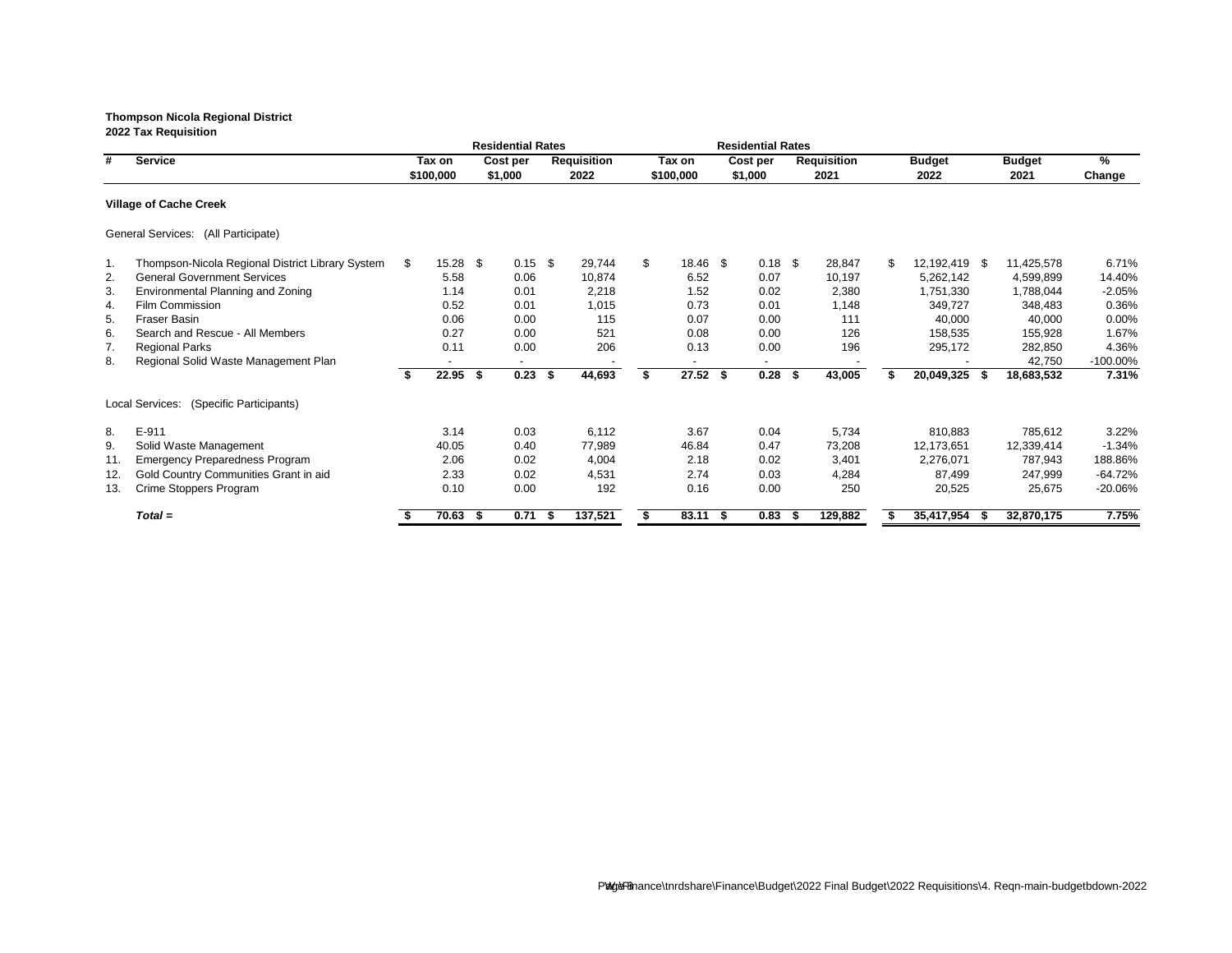**Thompson Nicola Regional District**
**2022 Tax Requisition**

| # | Service | Residential Rates Tax on $100,000 | Cost per $1,000 | Requisition 2022 | Residential Rates Tax on $100,000 | Cost per $1,000 | Requisition 2021 | Budget 2022 | Budget 2021 | % Change |
|---|---|---|---|---|---|---|---|---|---|---|
| | **Village of Cache Creek** | | | | | | | | | |
| | General Services: (All Participate) | | | | | | | | | |
| 1. | Thompson-Nicola Regional District Library System | $ 15.28 | $ 0.15 | $ 29,744 | $ 18.46 | $ 0.18 | $ 28,847 | $ 12,192,419 | $ 11,425,578 | 6.71% |
| 2. | General Government Services | 5.58 | 0.06 | 10,874 | 6.52 | 0.07 | 10,197 | 5,262,142 | 4,599,899 | 14.40% |
| 3. | Environmental Planning and Zoning | 1.14 | 0.01 | 2,218 | 1.52 | 0.02 | 2,380 | 1,751,330 | 1,788,044 | -2.05% |
| 4. | Film Commission | 0.52 | 0.01 | 1,015 | 0.73 | 0.01 | 1,148 | 349,727 | 348,483 | 0.36% |
| 5. | Fraser Basin | 0.06 | 0.00 | 115 | 0.07 | 0.00 | 111 | 40,000 | 40,000 | 0.00% |
| 6. | Search and Rescue - All Members | 0.27 | 0.00 | 521 | 0.08 | 0.00 | 126 | 158,535 | 155,928 | 1.67% |
| 7. | Regional Parks | 0.11 | 0.00 | 206 | 0.13 | 0.00 | 196 | 295,172 | 282,850 | 4.36% |
| 8. | Regional Solid Waste Management Plan | - | - | - | - | - | - | - | 42,750 | -100.00% |
| | | **$ 22.95** | **$ 0.23** | **$ 44,693** | **$ 27.52** | **$ 0.28** | **$ 43,005** | **$ 20,049,325** | **$ 18,683,532** | **7.31%** |
| | Local Services: (Specific Participants) | | | | | | | | | |
| 8. | E-911 | 3.14 | 0.03 | 6,112 | 3.67 | 0.04 | 5,734 | 810,883 | 785,612 | 3.22% |
| 9. | Solid Waste Management | 40.05 | 0.40 | 77,989 | 46.84 | 0.47 | 73,208 | 12,173,651 | 12,339,414 | -1.34% |
| 11. | Emergency Preparedness Program | 2.06 | 0.02 | 4,004 | 2.18 | 0.02 | 3,401 | 2,276,071 | 787,943 | 188.86% |
| 12. | Gold Country Communities Grant in aid | 2.33 | 0.02 | 4,531 | 2.74 | 0.03 | 4,284 | 87,499 | 247,999 | -64.72% |
| 13. | Crime Stoppers Program | 0.10 | 0.00 | 192 | 0.16 | 0.00 | 250 | 20,525 | 25,675 | -20.06% |
| | ***Total =*** | **$ 70.63** | **$ 0.71** | **$ 137,521** | **$ 83.11** | **$ 0.83** | **$ 129,882** | **$ 35,417,954** | **$ 32,870,175** | **7.75%** |

\\tnrdshare\Finance\Budget\2022 Final Budget\2022 Requisitions\4. Reqn-main-budgetbdown-2022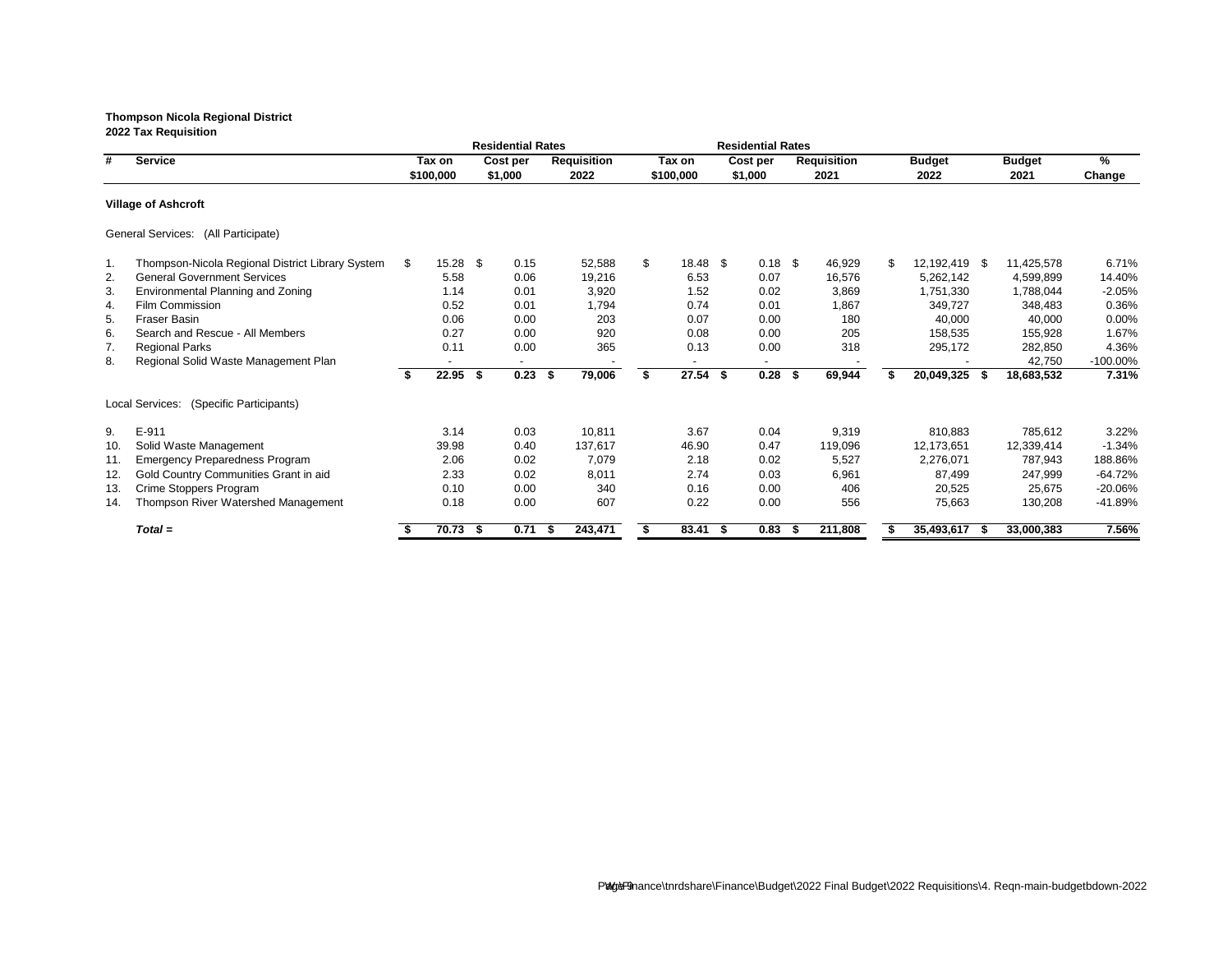**Thompson Nicola Regional District**
**2022 Tax Requisition**

| # | Service | Residential Rates Tax on $100,000 | Cost per $1,000 | Requisition 2022 | Residential Rates Tax on $100,000 | Cost per $1,000 | Requisition 2021 | Budget 2022 | Budget 2021 | % Change |
|---|---|---|---|---|---|---|---|---|---|---|
| | **Village of Ashcroft** | | | | | | | | | |
| | General Services: (All Participate) | | | | | | | | | |
| 1. | Thompson-Nicola Regional District Library System | $ 15.28 | $ 0.15 | 52,588 | $ 18.48 | $ 0.18 | $ 46,929 | $ 12,192,419 | $ 11,425,578 | 6.71% |
| 2. | General Government Services | 5.58 | 0.06 | 19,216 | 6.53 | 0.07 | 16,576 | 5,262,142 | 4,599,899 | 14.40% |
| 3. | Environmental Planning and Zoning | 1.14 | 0.01 | 3,920 | 1.52 | 0.02 | 3,869 | 1,751,330 | 1,788,044 | -2.05% |
| 4. | Film Commission | 0.52 | 0.01 | 1,794 | 0.74 | 0.01 | 1,867 | 349,727 | 348,483 | 0.36% |
| 5. | Fraser Basin | 0.06 | 0.00 | 203 | 0.07 | 0.00 | 180 | 40,000 | 40,000 | 0.00% |
| 6. | Search and Rescue - All Members | 0.27 | 0.00 | 920 | 0.08 | 0.00 | 205 | 158,535 | 155,928 | 1.67% |
| 7. | Regional Parks | 0.11 | 0.00 | 365 | 0.13 | 0.00 | 318 | 295,172 | 282,850 | 4.36% |
| 8. | Regional Solid Waste Management Plan | - | - | - | - | - | - | - | 42,750 | -100.00% |
| | | **$ 22.95** | **$ 0.23** | **$ 79,006** | **$ 27.54** | **$ 0.28** | **$ 69,944** | **$ 20,049,325** | **$ 18,683,532** | **7.31%** |
| | Local Services: (Specific Participants) | | | | | | | | | |
| 9. | E-911 | 3.14 | 0.03 | 10,811 | 3.67 | 0.04 | 9,319 | 810,883 | 785,612 | 3.22% |
| 10. | Solid Waste Management | 39.98 | 0.40 | 137,617 | 46.90 | 0.47 | 119,096 | 12,173,651 | 12,339,414 | -1.34% |
| 11. | Emergency Preparedness Program | 2.06 | 0.02 | 7,079 | 2.18 | 0.02 | 5,527 | 2,276,071 | 787,943 | 188.86% |
| 12. | Gold Country Communities Grant in aid | 2.33 | 0.02 | 8,011 | 2.74 | 0.03 | 6,961 | 87,499 | 247,999 | -64.72% |
| 13. | Crime Stoppers Program | 0.10 | 0.00 | 340 | 0.16 | 0.00 | 406 | 20,525 | 25,675 | -20.06% |
| 14. | Thompson River Watershed Management | 0.18 | 0.00 | 607 | 0.22 | 0.00 | 556 | 75,663 | 130,208 | -41.89% |
| | ***Total =*** | **$ 70.73** | **$ 0.71** | **$ 243,471** | **$ 83.41** | **$ 0.83** | **$ 211,808** | **$ 35,493,617** | **$ 33,000,383** | **7.56%** |

W:\Finance\tnrdshare\Finance\Budget\2022 Final Budget\2022 Requisitions\4. Reqn-main-budgetbdown-2022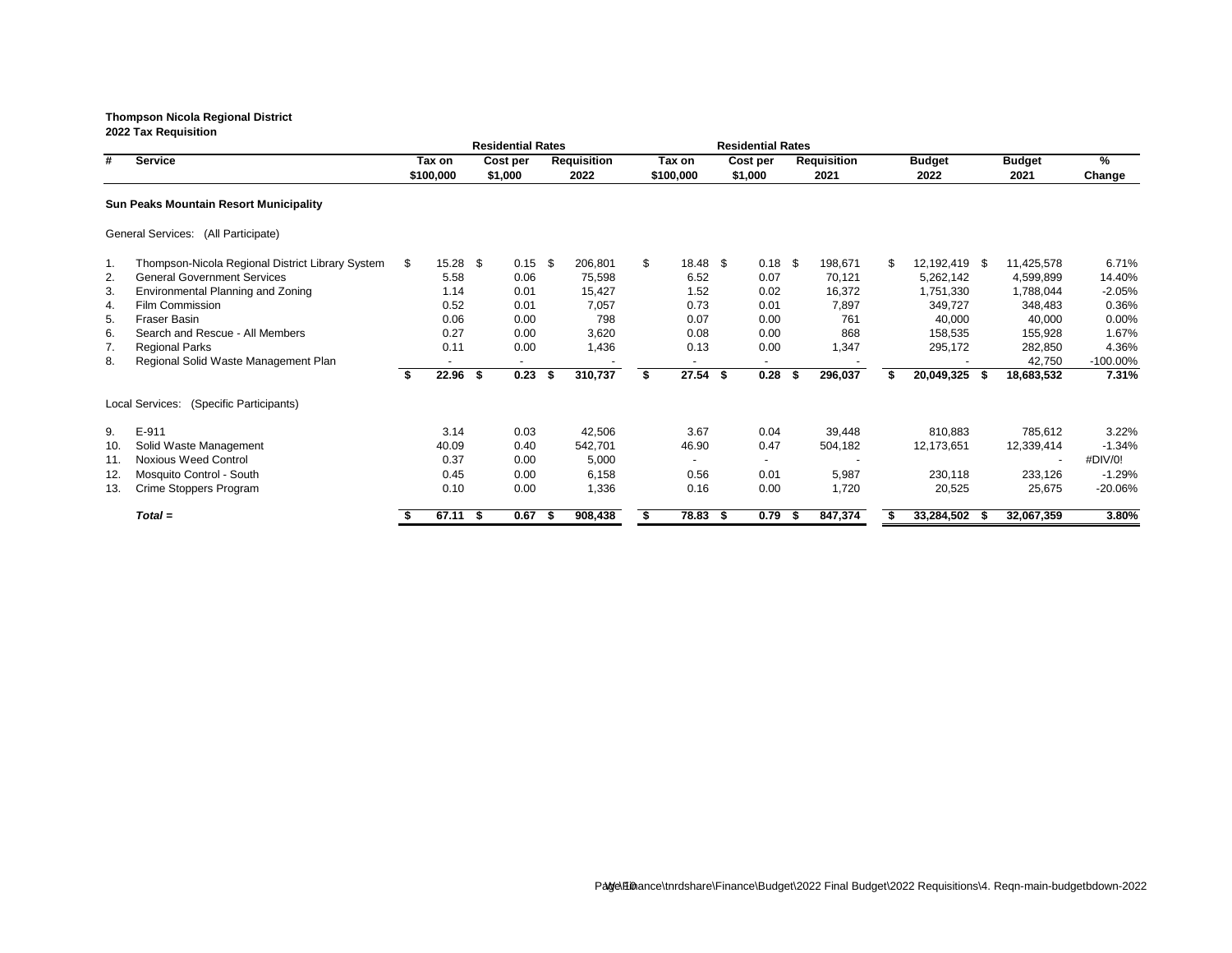**Thompson Nicola Regional District**
**2022 Tax Requisition**

| # | Service | Residential Rates Tax on $100,000 | Cost per $1,000 | Requisition 2022 | Residential Rates Tax on $100,000 | Cost per $1,000 | Requisition 2021 | Budget 2022 | Budget 2021 | % Change |
|---|---|---|---|---|---|---|---|---|---|---|
| | **Sun Peaks Mountain Resort Municipality** | | | | | | | | | |
| | General Services: (All Participate) | | | | | | | | | |
| 1. | Thompson-Nicola Regional District Library System | $ 15.28 | $ 0.15 | $ 206,801 | $ 18.48 | $ 0.18 | $ 198,671 | $ 12,192,419 | $ 11,425,578 | 6.71% |
| 2. | General Government Services | 5.58 | 0.06 | 75,598 | 6.52 | 0.07 | 70,121 | 5,262,142 | 4,599,899 | 14.40% |
| 3. | Environmental Planning and Zoning | 1.14 | 0.01 | 15,427 | 1.52 | 0.02 | 16,372 | 1,751,330 | 1,788,044 | -2.05% |
| 4. | Film Commission | 0.52 | 0.01 | 7,057 | 0.73 | 0.01 | 7,897 | 349,727 | 348,483 | 0.36% |
| 5. | Fraser Basin | 0.06 | 0.00 | 798 | 0.07 | 0.00 | 761 | 40,000 | 40,000 | 0.00% |
| 6. | Search and Rescue - All Members | 0.27 | 0.00 | 3,620 | 0.08 | 0.00 | 868 | 158,535 | 155,928 | 1.67% |
| 7. | Regional Parks | 0.11 | 0.00 | 1,436 | 0.13 | 0.00 | 1,347 | 295,172 | 282,850 | 4.36% |
| 8. | Regional Solid Waste Management Plan | - | - | - | - | - | - | - | 42,750 | -100.00% |
| | | **$ 22.96** | **$ 0.23** | **$ 310,737** | **$ 27.54** | **$ 0.28** | **$ 296,037** | **$ 20,049,325** | **$ 18,683,532** | **7.31%** |
| | Local Services: (Specific Participants) | | | | | | | | | |
| 9. | E-911 | 3.14 | 0.03 | 42,506 | 3.67 | 0.04 | 39,448 | 810,883 | 785,612 | 3.22% |
| 10. | Solid Waste Management | 40.09 | 0.40 | 542,701 | 46.90 | 0.47 | 504,182 | 12,173,651 | 12,339,414 | -1.34% |
| 11. | Noxious Weed Control | 0.37 | 0.00 | 5,000 | - | - | - | | - | #DIV/0! |
| 12. | Mosquito Control - South | 0.45 | 0.00 | 6,158 | 0.56 | 0.01 | 5,987 | 230,118 | 233,126 | -1.29% |
| 13. | Crime Stoppers Program | 0.10 | 0.00 | 1,336 | 0.16 | 0.00 | 1,720 | 20,525 | 25,675 | -20.06% |
| | ***Total =*** | **$ 67.11** | **$ 0.67** | **$ 908,438** | **$ 78.83** | **$ 0.79** | **$ 847,374** | **$ 33,284,502** | **$ 32,067,359** | **3.80%** |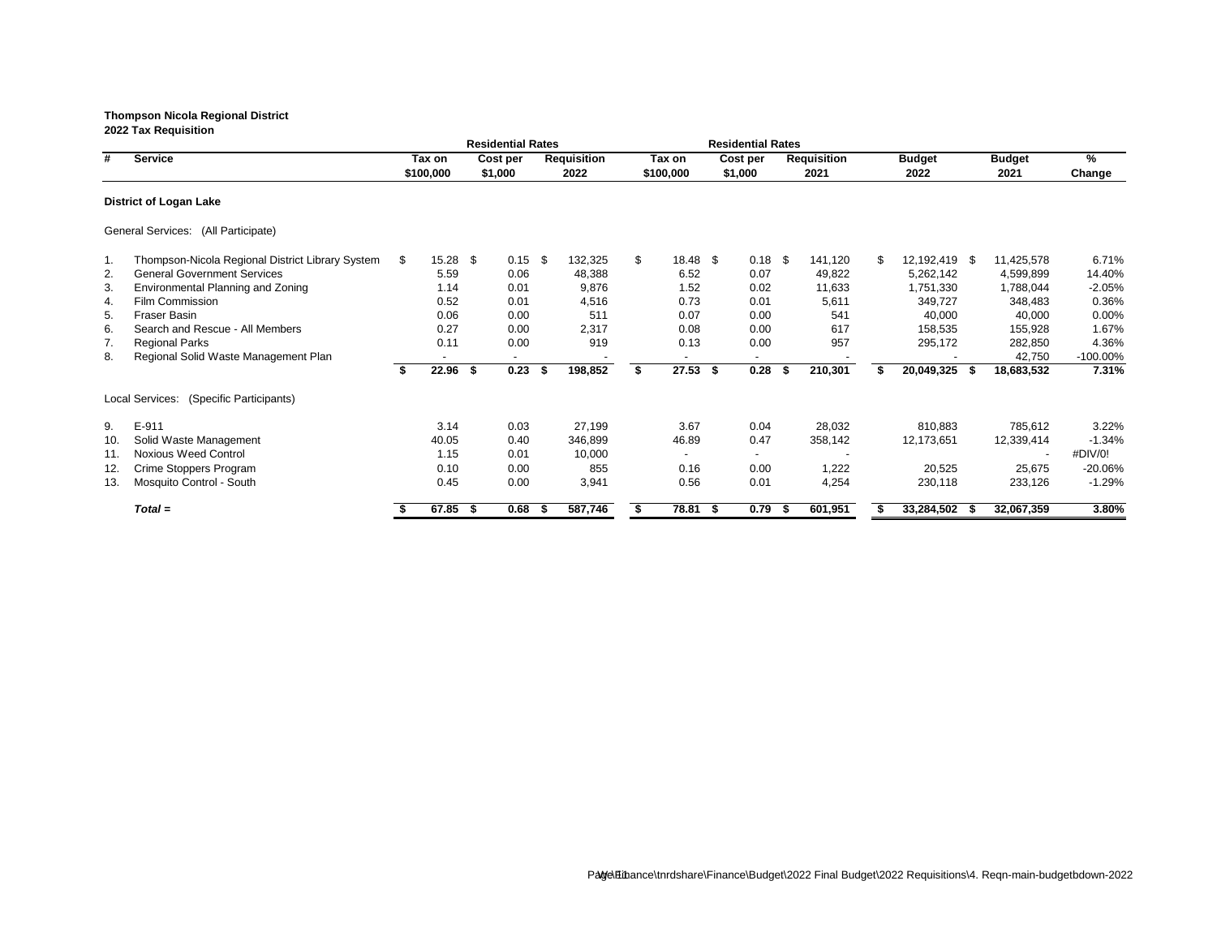**Thompson Nicola Regional District**
**2022 Tax Requisition**

| # | Service | Residential Rates Tax on $100,000 | Residential Rates Cost per $1,000 | Requisition 2022 | Residential Rates Tax on $100,000 | Residential Rates Cost per $1,000 | Requisition 2021 | Budget 2022 | Budget 2021 | % Change |
|---|---|---|---|---|---|---|---|---|---|---|
| | **District of Logan Lake** | | | | | | | | | |
| | General Services: (All Participate) | | | | | | | | | |
| 1. | Thompson-Nicola Regional District Library System | $ 15.28 | $ 0.15 | $ 132,325 | $ 18.48 | $ 0.18 | $ 141,120 | $ 12,192,419 | $ 11,425,578 | 6.71% |
| 2. | General Government Services | 5.59 | 0.06 | 48,388 | 6.52 | 0.07 | 49,822 | 5,262,142 | 4,599,899 | 14.40% |
| 3. | Environmental Planning and Zoning | 1.14 | 0.01 | 9,876 | 1.52 | 0.02 | 11,633 | 1,751,330 | 1,788,044 | -2.05% |
| 4. | Film Commission | 0.52 | 0.01 | 4,516 | 0.73 | 0.01 | 5,611 | 349,727 | 348,483 | 0.36% |
| 5. | Fraser Basin | 0.06 | 0.00 | 511 | 0.07 | 0.00 | 541 | 40,000 | 40,000 | 0.00% |
| 6. | Search and Rescue - All Members | 0.27 | 0.00 | 2,317 | 0.08 | 0.00 | 617 | 158,535 | 155,928 | 1.67% |
| 7. | Regional Parks | 0.11 | 0.00 | 919 | 0.13 | 0.00 | 957 | 295,172 | 282,850 | 4.36% |
| 8. | Regional Solid Waste Management Plan | - | - | - | - | - | - | - | 42,750 | -100.00% |
| | | **$ 22.96** | **$ 0.23** | **$ 198,852** | **$ 27.53** | **$ 0.28** | **$ 210,301** | **$ 20,049,325** | **$ 18,683,532** | **7.31%** |
| | Local Services: (Specific Participants) | | | | | | | | | |
| 9. | E-911 | 3.14 | 0.03 | 27,199 | 3.67 | 0.04 | 28,032 | 810,883 | 785,612 | 3.22% |
| 10. | Solid Waste Management | 40.05 | 0.40 | 346,899 | 46.89 | 0.47 | 358,142 | 12,173,651 | 12,339,414 | -1.34% |
| 11. | Noxious Weed Control | 1.15 | 0.01 | 10,000 | - | - | - | | - | #DIV/0! |
| 12. | Crime Stoppers Program | 0.10 | 0.00 | 855 | 0.16 | 0.00 | 1,222 | 20,525 | 25,675 | -20.06% |
| 13. | Mosquito Control - South | 0.45 | 0.00 | 3,941 | 0.56 | 0.01 | 4,254 | 230,118 | 233,126 | -1.29% |
| | ***Total =*** | **$ 67.85** | **$ 0.68** | **$ 587,746** | **$ 78.81** | **$ 0.79** | **$ 601,951** | **$ 33,284,502** | **$ 32,067,359** | **3.80%** |

\\tnrdfs\Finance\tnrdshare\Finance\Budget\2022 Final Budget\2022 Requisitions\4. Reqn-main-budgetbdown-2022